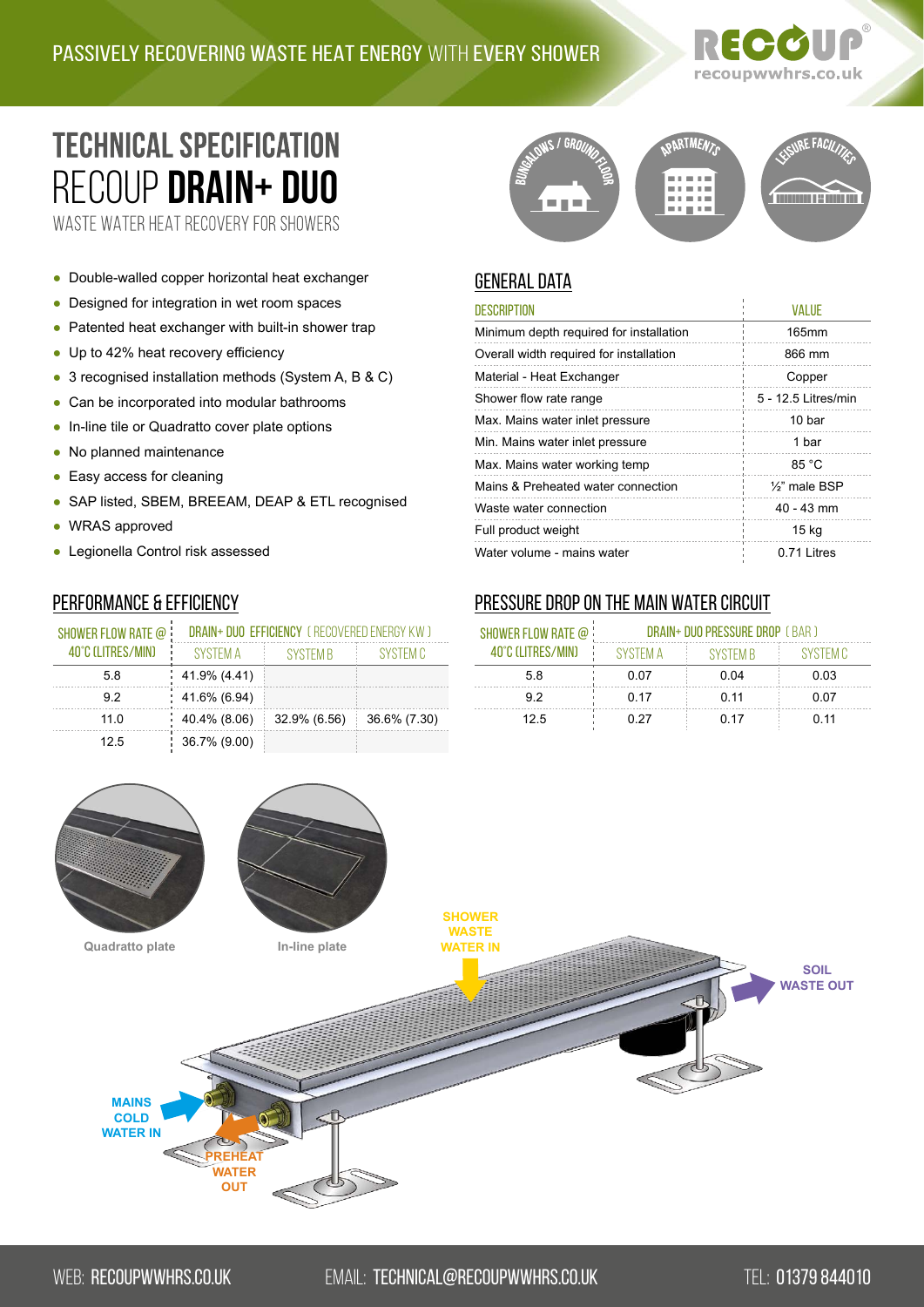PASSIVELY RECOVERING WASTE HEAT ENERGY WITH EVERY SHOWER

# TECHNICAL SPECIFICATION
# RECOUP **DRAIN+ DUO**
WASTE WATER HEAT RECOVERY FOR SHOWERS

BUNGALOWS / GROUND FLOOR — APARTMENTS — LEISURE FACILITIES

- Double-walled copper horizontal heat exchanger
- Designed for integration in wet room spaces
- Patented heat exchanger with built-in shower trap
- Up to 42% heat recovery efficiency
- 3 recognised installation methods (System A, B & C)
- Can be incorporated into modular bathrooms
- In-line tile or Quadratto cover plate options
- No planned maintenance
- Easy access for cleaning
- SAP listed, SBEM, BREEAM, DEAP & ETL recognised
- WRAS approved
- Legionella Control risk assessed

## GENERAL DATA

| DESCRIPTION | VALUE |
|---|---|
| Minimum depth required for installation | 165mm |
| Overall width required for installation | 866 mm |
| Material - Heat Exchanger | Copper |
| Shower flow rate range | 5 - 12.5 Litres/min |
| Max. Mains water inlet pressure | 10 bar |
| Min. Mains water inlet pressure | 1 bar |
| Max. Mains water working temp | 85 °C |
| Mains & Preheated water connection | ½" male BSP |
| Waste water connection | 40 - 43 mm |
| Full product weight | 15 kg |
| Water volume - mains water | 0.71 Litres |

## PERFORMANCE & EFFICIENCY

| SHOWER FLOW RATE @ 40°C (LITRES/MIN) | DRAIN+ DUO EFFICIENCY ( RECOVERED ENERGY KW ) | | |
|---|---|---|---|
| | SYSTEM A | SYSTEM B | SYSTEM C |
| 5.8 | 41.9% (4.41) | | |
| 9.2 | 41.6% (6.94) | | |
| 11.0 | 40.4% (8.06) | 32.9% (6.56) | 36.6% (7.30) |
| 12.5 | 36.7% (9.00) | | |

## PRESSURE DROP ON THE MAIN WATER CIRCUIT

| SHOWER FLOW RATE @ 40°C (LITRES/MIN) | DRAIN+ DUO PRESSURE DROP ( BAR ) | | |
|---|---|---|---|
| | SYSTEM A | SYSTEM B | SYSTEM C |
| 5.8 | 0.07 | 0.04 | 0.03 |
| 9.2 | 0.17 | 0.11 | 0.07 |
| 12.5 | 0.27 | 0.17 | 0.11 |

Quadratto plate

In-line plate

SHOWER WASTE WATER IN

SOIL WASTE OUT

MAINS COLD WATER IN

PREHEAT WATER OUT

WEB: RECOUPWWHRS.CO.UK EMAIL: TECHNICAL@RECOUPWWHRS.CO.UK TEL: 01379 844010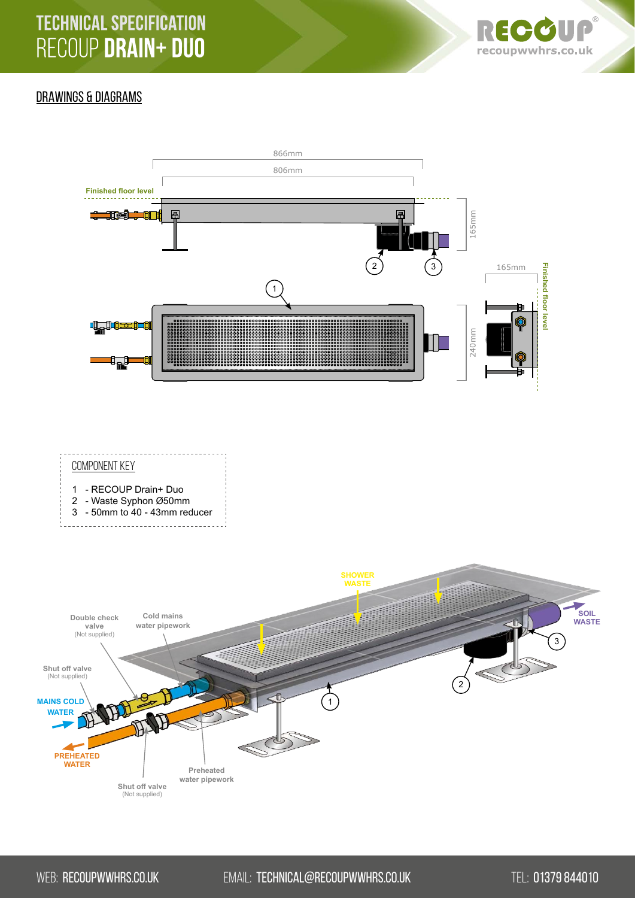# TECHNICAL SPECIFICATION
# RECOUP **DRAIN+ DUO**

## DRAWINGS & DIAGRAMS

866mm

806mm

Finished floor level

165mm

165mm

240mm

Finished floor level

### COMPONENT KEY

1 - RECOUP Drain+ Duo
2 - Waste Syphon Ø50mm
3 - 50mm to 40 - 43mm reducer

SHOWER WASTE

SOIL WASTE

Double check valve (Not supplied)

Cold mains water pipework

Shut off valve (Not supplied)

MAINS COLD WATER

PREHEATED WATER

Shut off valve (Not supplied)

Preheated water pipework

WEB: RECOUPWWHRS.CO.UK EMAIL: TECHNICAL@RECOUPWWHRS.CO.UK TEL: 01379 844010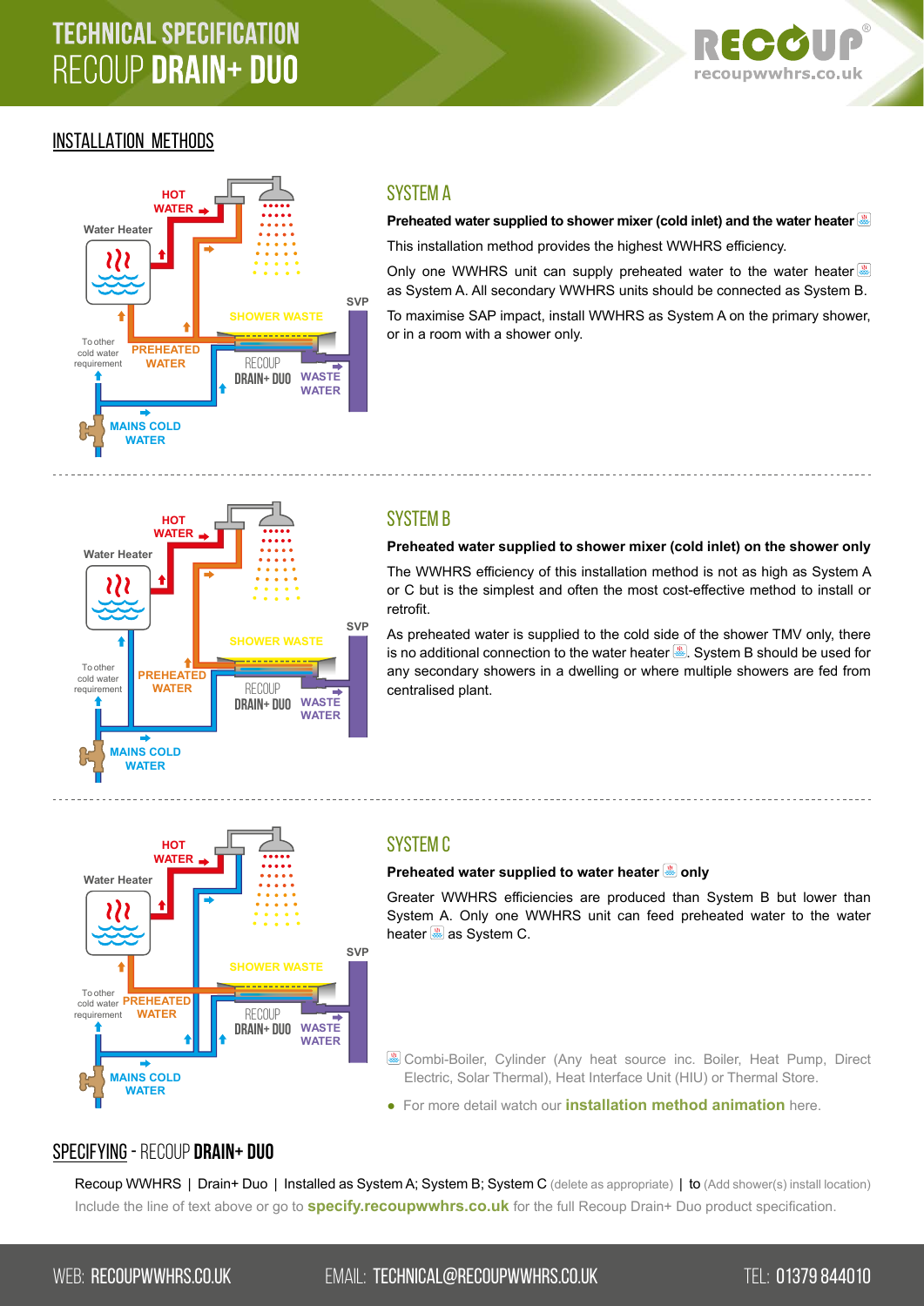# TECHNICAL SPECIFICATION
# RECOUP **DRAIN+ DUO**

## INSTALLATION METHODS

HOT WATER
Water Heater
SHOWER WASTE
SVP
To other cold water requirement
PREHEATED WATER
RECOUP DRAIN+ DUO
WASTE WATER
MAINS COLD WATER

### SYSTEM A

**Preheated water supplied to shower mixer (cold inlet) and the water heater**

This installation method provides the highest WWHRS efficiency.

Only one WWHRS unit can supply preheated water to the water heater as System A. All secondary WWHRS units should be connected as System B.

To maximise SAP impact, install WWHRS as System A on the primary shower, or in a room with a shower only.

HOT WATER
Water Heater
SHOWER WASTE
SVP
To other cold water requirement
PREHEATED WATER
RECOUP DRAIN+ DUO
WASTE WATER
MAINS COLD WATER

### SYSTEM B

**Preheated water supplied to shower mixer (cold inlet) on the shower only**

The WWHRS efficiency of this installation method is not as high as System A or C but is the simplest and often the most cost-effective method to install or retrofit.

As preheated water is supplied to the cold side of the shower TMV only, there is no additional connection to the water heater. System B should be used for any secondary showers in a dwelling or where multiple showers are fed from centralised plant.

HOT WATER
Water Heater
SHOWER WASTE
SVP
To other cold water requirement
PREHEATED WATER
RECOUP DRAIN+ DUO
WASTE WATER
MAINS COLD WATER

### SYSTEM C

**Preheated water supplied to water heater only**

Greater WWHRS efficiencies are produced than System B but lower than System A. Only one WWHRS unit can feed preheated water to the water heater as System C.

Combi-Boiler, Cylinder (Any heat source inc. Boiler, Heat Pump, Direct Electric, Solar Thermal), Heat Interface Unit (HIU) or Thermal Store.

- For more detail watch our **installation method animation** here.

## SPECIFYING - RECOUP **DRAIN+ DUO**

Recoup WWHRS | Drain+ Duo | Installed as System A; System B; System C (delete as appropriate) | to (Add shower(s) install location)

Include the line of text above or go to **specify.recoupwwhrs.co.uk** for the full Recoup Drain+ Duo product specification.

WEB: RECOUPWWHRS.CO.UK EMAIL: TECHNICAL@RECOUPWWHRS.CO.UK TEL: 01379 844010